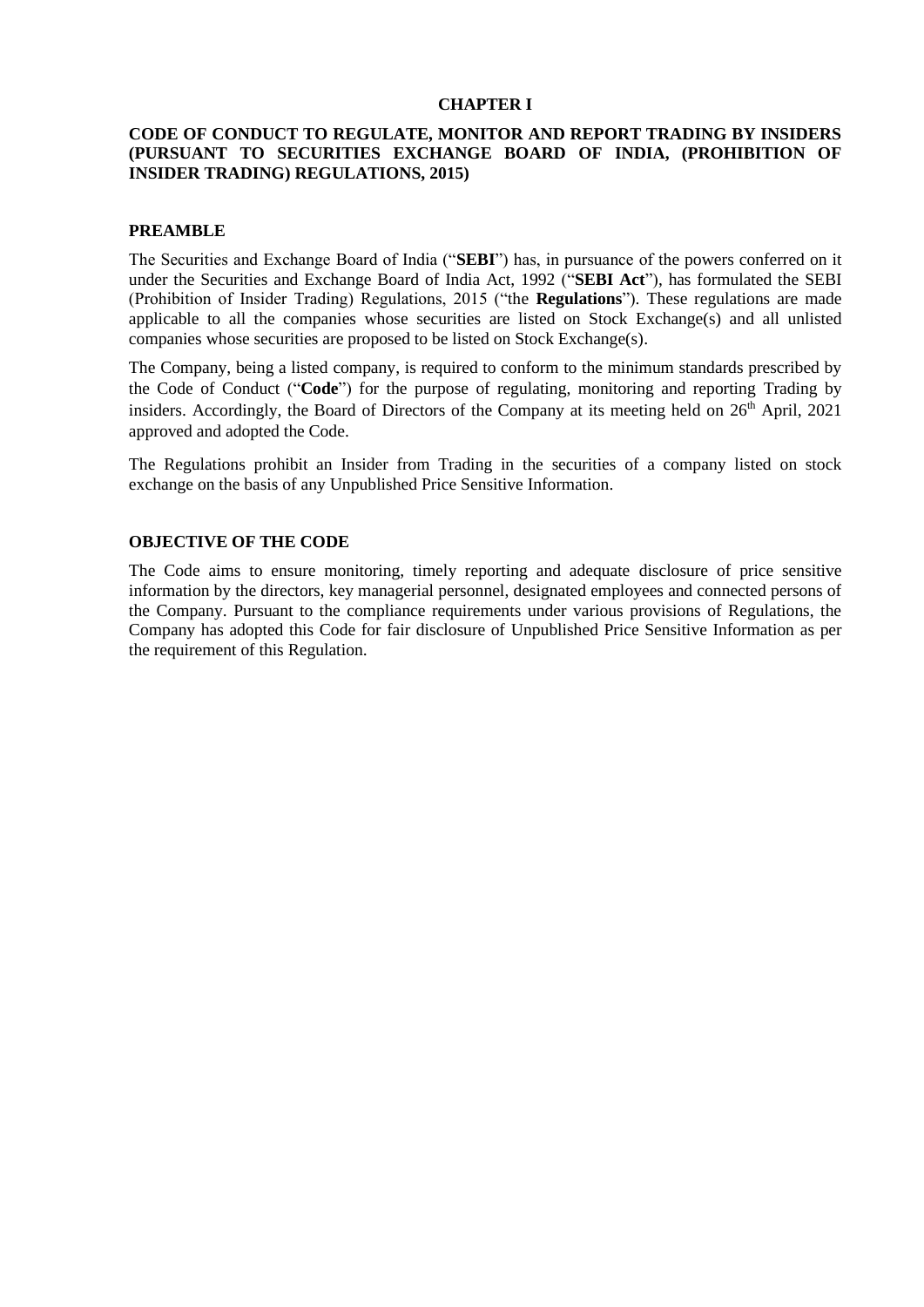# CHAPTER I

## CODE OF CONDUCT TO REGULATE, MONITOR AND REPORT TRADING BY INSIDERS (PURSUANT TO SECURITIES EXCHANGE BOARD OF INDIA, (PROHIBITION OF INSIDER TRADING) REGULATIONS, 2015)

### PREAMBLE

The Securities and Exchange Board of India ("**SEBI**") has, in pursuance of the powers conferred on it under the Securities and Exchange Board of India Act, 1992 ("**SEBI Act**"), has formulated the SEBI (Prohibition of Insider Trading) Regulations, 2015 ("the **Regulations**"). These regulations are made applicable to all the companies whose securities are listed on Stock Exchange(s) and all unlisted companies whose securities are proposed to be listed on Stock Exchange(s).

The Company, being a listed company, is required to conform to the minimum standards prescribed by the Code of Conduct ("**Code**") for the purpose of regulating, monitoring and reporting Trading by insiders. Accordingly, the Board of Directors of the Company at its meeting held on 26th April, 2021 approved and adopted the Code.

The Regulations prohibit an Insider from Trading in the securities of a company listed on stock exchange on the basis of any Unpublished Price Sensitive Information.

### OBJECTIVE OF THE CODE

The Code aims to ensure monitoring, timely reporting and adequate disclosure of price sensitive information by the directors, key managerial personnel, designated employees and connected persons of the Company. Pursuant to the compliance requirements under various provisions of Regulations, the Company has adopted this Code for fair disclosure of Unpublished Price Sensitive Information as per the requirement of this Regulation.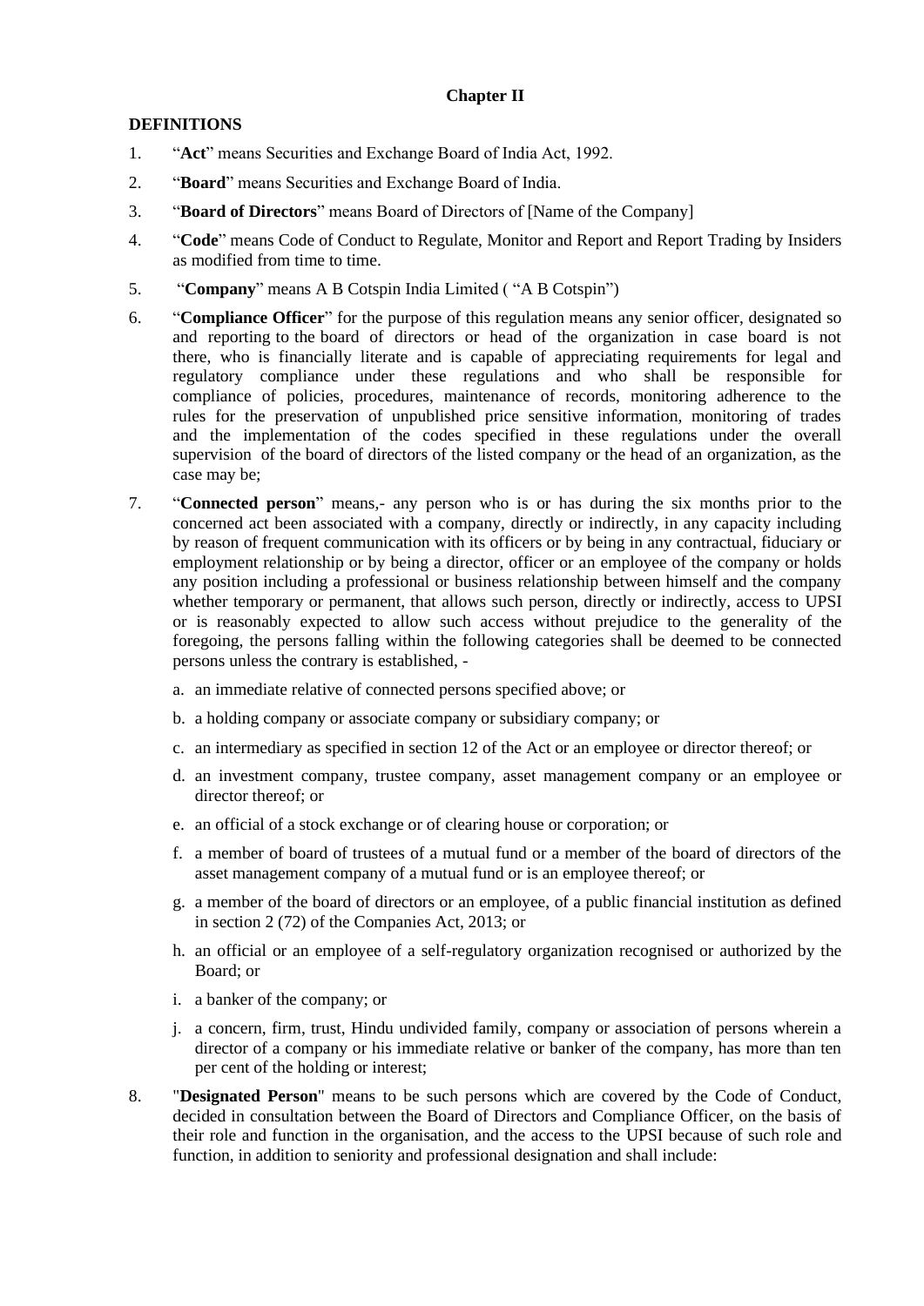**Chapter II**

**DEFINITIONS**

1. "**Act**" means Securities and Exchange Board of India Act, 1992.

2. "**Board**" means Securities and Exchange Board of India.

3. "**Board of Directors**" means Board of Directors of [Name of the Company]

4. "**Code**" means Code of Conduct to Regulate, Monitor and Report and Report Trading by Insiders as modified from time to time.

5. "**Company**" means A B Cotspin India Limited ( "A B Cotspin")

6. "**Compliance Officer**" for the purpose of this regulation means any senior officer, designated so and reporting to the board of directors or head of the organization in case board is not there, who is financially literate and is capable of appreciating requirements for legal and regulatory compliance under these regulations and who shall be responsible for compliance of policies, procedures, maintenance of records, monitoring adherence to the rules for the preservation of unpublished price sensitive information, monitoring of trades and the implementation of the codes specified in these regulations under the overall supervision of the board of directors of the listed company or the head of an organization, as the case may be;

7. "**Connected person**" means,- any person who is or has during the six months prior to the concerned act been associated with a company, directly or indirectly, in any capacity including by reason of frequent communication with its officers or by being in any contractual, fiduciary or employment relationship or by being a director, officer or an employee of the company or holds any position including a professional or business relationship between himself and the company whether temporary or permanent, that allows such person, directly or indirectly, access to UPSI or is reasonably expected to allow such access without prejudice to the generality of the foregoing, the persons falling within the following categories shall be deemed to be connected persons unless the contrary is established, -

   a. an immediate relative of connected persons specified above; or

   b. a holding company or associate company or subsidiary company; or

   c. an intermediary as specified in section 12 of the Act or an employee or director thereof; or

   d. an investment company, trustee company, asset management company or an employee or director thereof; or

   e. an official of a stock exchange or of clearing house or corporation; or

   f. a member of board of trustees of a mutual fund or a member of the board of directors of the asset management company of a mutual fund or is an employee thereof; or

   g. a member of the board of directors or an employee, of a public financial institution as defined in section 2 (72) of the Companies Act, 2013; or

   h. an official or an employee of a self-regulatory organization recognised or authorized by the Board; or

   i. a banker of the company; or

   j. a concern, firm, trust, Hindu undivided family, company or association of persons wherein a director of a company or his immediate relative or banker of the company, has more than ten per cent of the holding or interest;

8. "**Designated Person**" means to be such persons which are covered by the Code of Conduct, decided in consultation between the Board of Directors and Compliance Officer, on the basis of their role and function in the organisation, and the access to the UPSI because of such role and function, in addition to seniority and professional designation and shall include: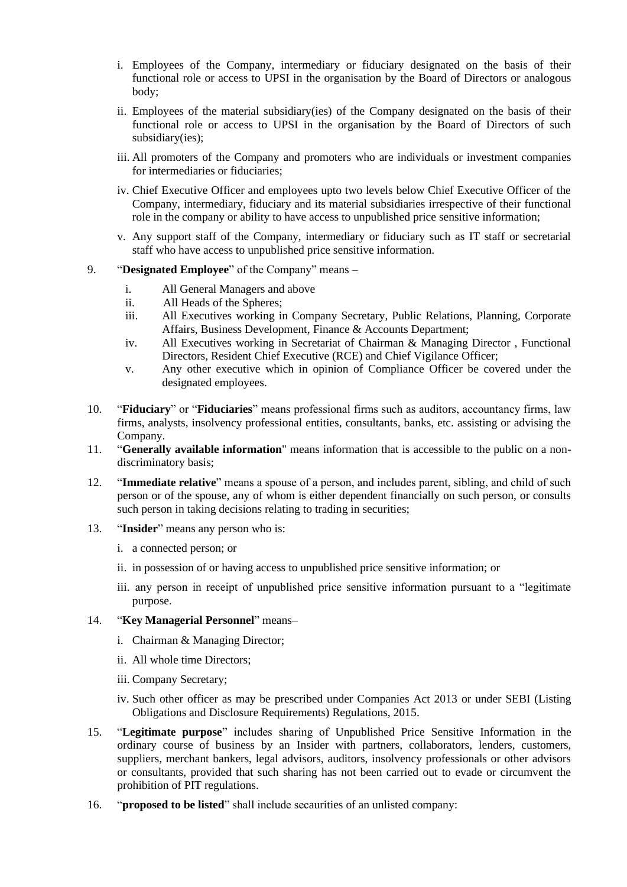i. Employees of the Company, intermediary or fiduciary designated on the basis of their functional role or access to UPSI in the organisation by the Board of Directors or analogous body;

ii. Employees of the material subsidiary(ies) of the Company designated on the basis of their functional role or access to UPSI in the organisation by the Board of Directors of such subsidiary(ies);

iii. All promoters of the Company and promoters who are individuals or investment companies for intermediaries or fiduciaries;

iv. Chief Executive Officer and employees upto two levels below Chief Executive Officer of the Company, intermediary, fiduciary and its material subsidiaries irrespective of their functional role in the company or ability to have access to unpublished price sensitive information;

v. Any support staff of the Company, intermediary or fiduciary such as IT staff or secretarial staff who have access to unpublished price sensitive information.

9. "**Designated Employee**" of the Company" means –

   i. All General Managers and above
   ii. All Heads of the Spheres;
   iii. All Executives working in Company Secretary, Public Relations, Planning, Corporate Affairs, Business Development, Finance & Accounts Department;
   iv. All Executives working in Secretariat of Chairman & Managing Director , Functional Directors, Resident Chief Executive (RCE) and Chief Vigilance Officer;
   v. Any other executive which in opinion of Compliance Officer be covered under the designated employees.

10. "**Fiduciary**" or "**Fiduciaries**" means professional firms such as auditors, accountancy firms, law firms, analysts, insolvency professional entities, consultants, banks, etc. assisting or advising the Company.

11. "**Generally available information**" means information that is accessible to the public on a non-discriminatory basis;

12. "**Immediate relative**" means a spouse of a person, and includes parent, sibling, and child of such person or of the spouse, any of whom is either dependent financially on such person, or consults such person in taking decisions relating to trading in securities;

13. "**Insider**" means any person who is:

   i. a connected person; or

   ii. in possession of or having access to unpublished price sensitive information; or

   iii. any person in receipt of unpublished price sensitive information pursuant to a "legitimate purpose.

14. "**Key Managerial Personnel**" means–

   i. Chairman & Managing Director;

   ii. All whole time Directors;

   iii. Company Secretary;

   iv. Such other officer as may be prescribed under Companies Act 2013 or under SEBI (Listing Obligations and Disclosure Requirements) Regulations, 2015.

15. "**Legitimate purpose**" includes sharing of Unpublished Price Sensitive Information in the ordinary course of business by an Insider with partners, collaborators, lenders, customers, suppliers, merchant bankers, legal advisors, auditors, insolvency professionals or other advisors or consultants, provided that such sharing has not been carried out to evade or circumvent the prohibition of PIT regulations.

16. "**proposed to be listed**" shall include secaurities of an unlisted company: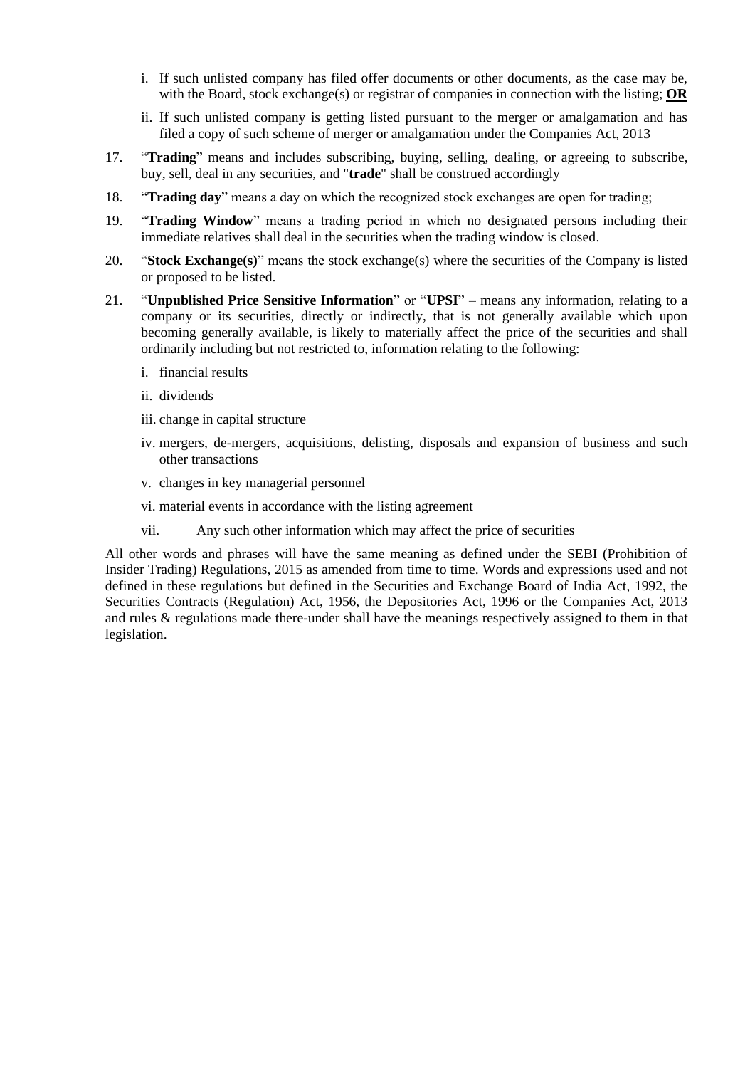i. If such unlisted company has filed offer documents or other documents, as the case may be, with the Board, stock exchange(s) or registrar of companies in connection with the listing; **OR**

ii. If such unlisted company is getting listed pursuant to the merger or amalgamation and has filed a copy of such scheme of merger or amalgamation under the Companies Act, 2013

17. "**Trading**" means and includes subscribing, buying, selling, dealing, or agreeing to subscribe, buy, sell, deal in any securities, and "**trade**" shall be construed accordingly

18. "**Trading day**" means a day on which the recognized stock exchanges are open for trading;

19. "**Trading Window**" means a trading period in which no designated persons including their immediate relatives shall deal in the securities when the trading window is closed.

20. "**Stock Exchange(s)**" means the stock exchange(s) where the securities of the Company is listed or proposed to be listed.

21. "**Unpublished Price Sensitive Information**" or "**UPSI**" – means any information, relating to a company or its securities, directly or indirectly, that is not generally available which upon becoming generally available, is likely to materially affect the price of the securities and shall ordinarily including but not restricted to, information relating to the following:

    i. financial results

    ii. dividends

    iii. change in capital structure

    iv. mergers, de-mergers, acquisitions, delisting, disposals and expansion of business and such other transactions

    v. changes in key managerial personnel

    vi. material events in accordance with the listing agreement

    vii. Any such other information which may affect the price of securities

All other words and phrases will have the same meaning as defined under the SEBI (Prohibition of Insider Trading) Regulations, 2015 as amended from time to time. Words and expressions used and not defined in these regulations but defined in the Securities and Exchange Board of India Act, 1992, the Securities Contracts (Regulation) Act, 1956, the Depositories Act, 1996 or the Companies Act, 2013 and rules & regulations made there-under shall have the meanings respectively assigned to them in that legislation.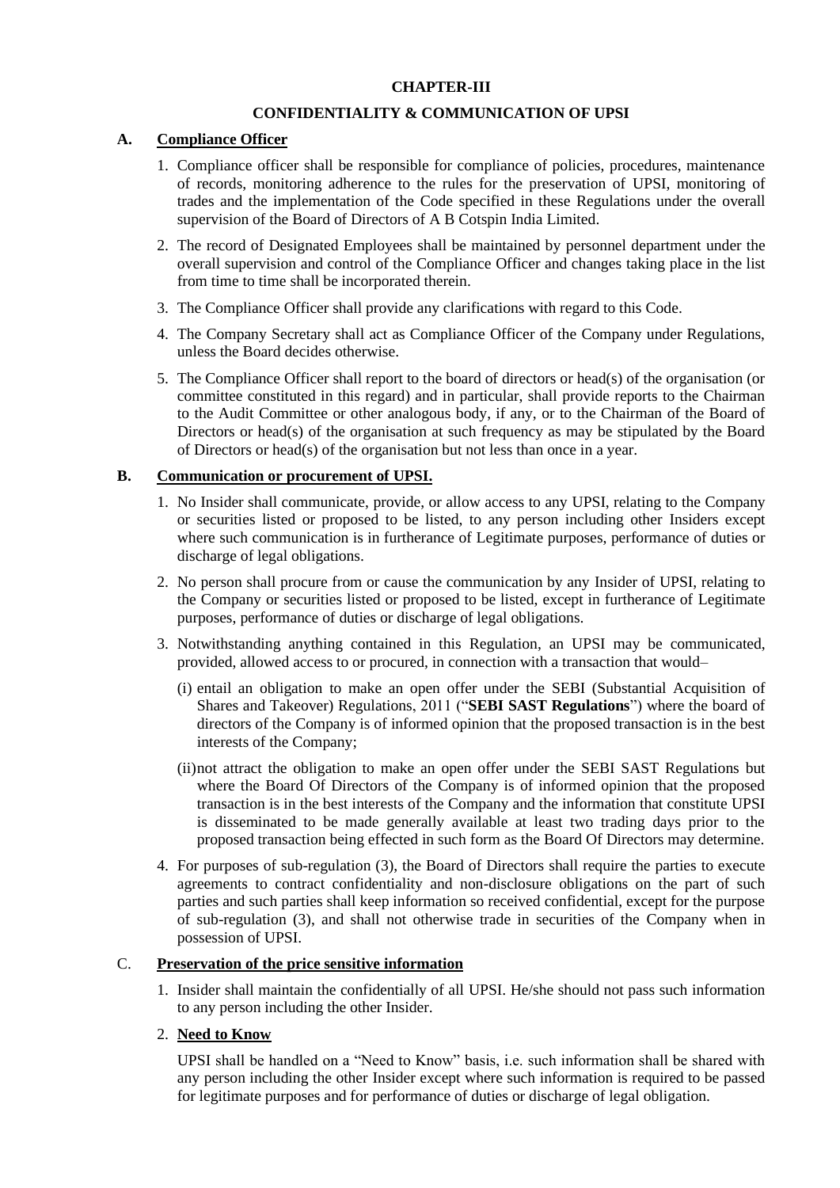## CHAPTER-III

## CONFIDENTIALITY & COMMUNICATION OF UPSI

### A. Compliance Officer

1. Compliance officer shall be responsible for compliance of policies, procedures, maintenance of records, monitoring adherence to the rules for the preservation of UPSI, monitoring of trades and the implementation of the Code specified in these Regulations under the overall supervision of the Board of Directors of A B Cotspin India Limited.
2. The record of Designated Employees shall be maintained by personnel department under the overall supervision and control of the Compliance Officer and changes taking place in the list from time to time shall be incorporated therein.
3. The Compliance Officer shall provide any clarifications with regard to this Code.
4. The Company Secretary shall act as Compliance Officer of the Company under Regulations, unless the Board decides otherwise.
5. The Compliance Officer shall report to the board of directors or head(s) of the organisation (or committee constituted in this regard) and in particular, shall provide reports to the Chairman to the Audit Committee or other analogous body, if any, or to the Chairman of the Board of Directors or head(s) of the organisation at such frequency as may be stipulated by the Board of Directors or head(s) of the organisation but not less than once in a year.

### B. Communication or procurement of UPSI.

1. No Insider shall communicate, provide, or allow access to any UPSI, relating to the Company or securities listed or proposed to be listed, to any person including other Insiders except where such communication is in furtherance of Legitimate purposes, performance of duties or discharge of legal obligations.
2. No person shall procure from or cause the communication by any Insider of UPSI, relating to the Company or securities listed or proposed to be listed, except in furtherance of Legitimate purposes, performance of duties or discharge of legal obligations.
3. Notwithstanding anything contained in this Regulation, an UPSI may be communicated, provided, allowed access to or procured, in connection with a transaction that would–
   (i) entail an obligation to make an open offer under the SEBI (Substantial Acquisition of Shares and Takeover) Regulations, 2011 ("**SEBI SAST Regulations**") where the board of directors of the Company is of informed opinion that the proposed transaction is in the best interests of the Company;

   (ii)not attract the obligation to make an open offer under the SEBI SAST Regulations but where the Board Of Directors of the Company is of informed opinion that the proposed transaction is in the best interests of the Company and the information that constitute UPSI is disseminated to be made generally available at least two trading days prior to the proposed transaction being effected in such form as the Board Of Directors may determine.
4. For purposes of sub-regulation (3), the Board of Directors shall require the parties to execute agreements to contract confidentiality and non-disclosure obligations on the part of such parties and such parties shall keep information so received confidential, except for the purpose of sub-regulation (3), and shall not otherwise trade in securities of the Company when in possession of UPSI.

### C. Preservation of the price sensitive information

1. Insider shall maintain the confidentially of all UPSI. He/she should not pass such information to any person including the other Insider.
2. **Need to Know**

   UPSI shall be handled on a "Need to Know" basis, i.e. such information shall be shared with any person including the other Insider except where such information is required to be passed for legitimate purposes and for performance of duties or discharge of legal obligation.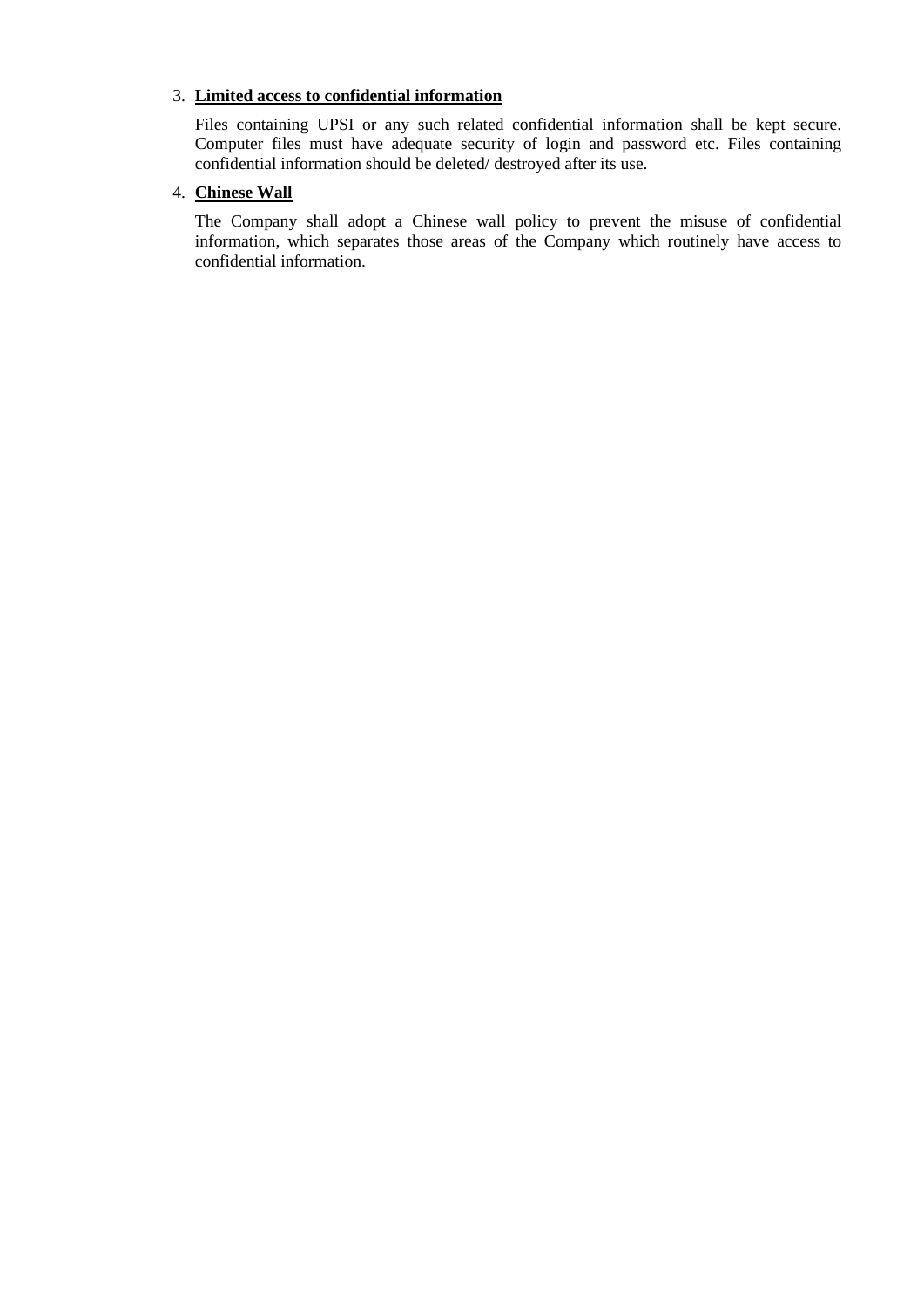3. **Limited access to confidential information**

   Files containing UPSI or any such related confidential information shall be kept secure. Computer files must have adequate security of login and password etc. Files containing confidential information should be deleted/ destroyed after its use.

4. **Chinese Wall**

   The Company shall adopt a Chinese wall policy to prevent the misuse of confidential information, which separates those areas of the Company which routinely have access to confidential information.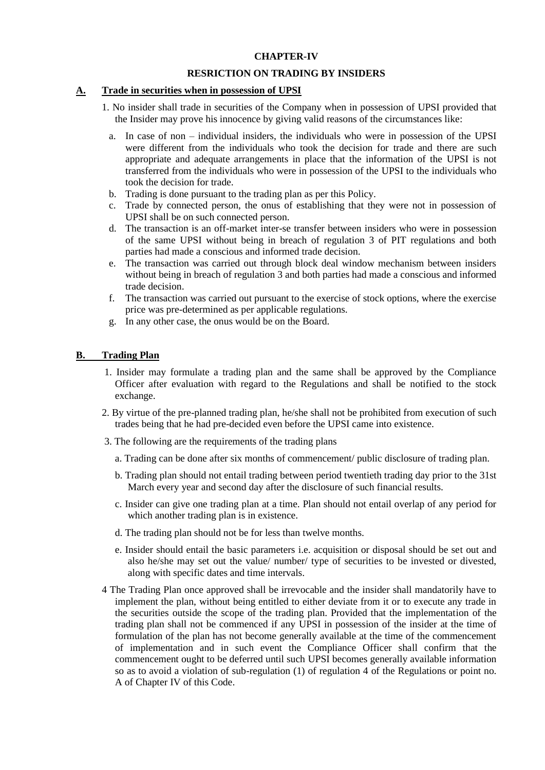**CHAPTER-IV**

**RESRICTION ON TRADING BY INSIDERS**

**A. Trade in securities when in possession of UPSI**

1. No insider shall trade in securities of the Company when in possession of UPSI provided that the Insider may prove his innocence by giving valid reasons of the circumstances like:

   a. In case of non – individual insiders, the individuals who were in possession of the UPSI were different from the individuals who took the decision for trade and there are such appropriate and adequate arrangements in place that the information of the UPSI is not transferred from the individuals who were in possession of the UPSI to the individuals who took the decision for trade.
   b. Trading is done pursuant to the trading plan as per this Policy.
   c. Trade by connected person, the onus of establishing that they were not in possession of UPSI shall be on such connected person.
   d. The transaction is an off-market inter-se transfer between insiders who were in possession of the same UPSI without being in breach of regulation 3 of PIT regulations and both parties had made a conscious and informed trade decision.
   e. The transaction was carried out through block deal window mechanism between insiders without being in breach of regulation 3 and both parties had made a conscious and informed trade decision.
   f. The transaction was carried out pursuant to the exercise of stock options, where the exercise price was pre-determined as per applicable regulations.
   g. In any other case, the onus would be on the Board.

**B. Trading Plan**

1. Insider may formulate a trading plan and the same shall be approved by the Compliance Officer after evaluation with regard to the Regulations and shall be notified to the stock exchange.

2. By virtue of the pre-planned trading plan, he/she shall not be prohibited from execution of such trades being that he had pre-decided even before the UPSI came into existence.

3. The following are the requirements of the trading plans

   a. Trading can be done after six months of commencement/ public disclosure of trading plan.

   b. Trading plan should not entail trading between period twentieth trading day prior to the 31st March every year and second day after the disclosure of such financial results.

   c. Insider can give one trading plan at a time. Plan should not entail overlap of any period for which another trading plan is in existence.

   d. The trading plan should not be for less than twelve months.

   e. Insider should entail the basic parameters i.e. acquisition or disposal should be set out and also he/she may set out the value/ number/ type of securities to be invested or divested, along with specific dates and time intervals.

4 The Trading Plan once approved shall be irrevocable and the insider shall mandatorily have to implement the plan, without being entitled to either deviate from it or to execute any trade in the securities outside the scope of the trading plan. Provided that the implementation of the trading plan shall not be commenced if any UPSI in possession of the insider at the time of formulation of the plan has not become generally available at the time of the commencement of implementation and in such event the Compliance Officer shall confirm that the commencement ought to be deferred until such UPSI becomes generally available information so as to avoid a violation of sub-regulation (1) of regulation 4 of the Regulations or point no. A of Chapter IV of this Code.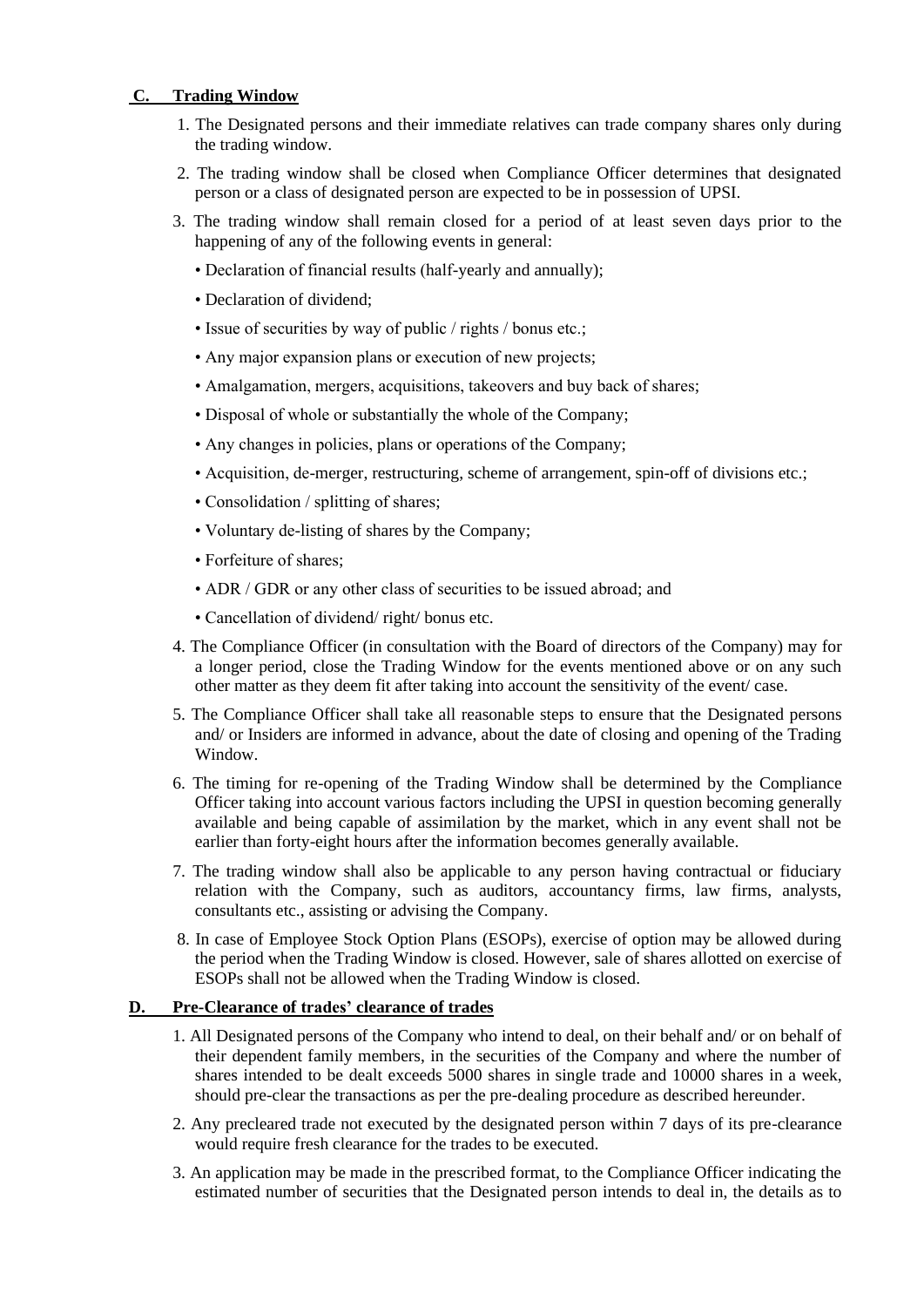## C. Trading Window

1. The Designated persons and their immediate relatives can trade company shares only during the trading window.
2. The trading window shall be closed when Compliance Officer determines that designated person or a class of designated person are expected to be in possession of UPSI.
3. The trading window shall remain closed for a period of at least seven days prior to the happening of any of the following events in general:
   - Declaration of financial results (half-yearly and annually);
   - Declaration of dividend;
   - Issue of securities by way of public / rights / bonus etc.;
   - Any major expansion plans or execution of new projects;
   - Amalgamation, mergers, acquisitions, takeovers and buy back of shares;
   - Disposal of whole or substantially the whole of the Company;
   - Any changes in policies, plans or operations of the Company;
   - Acquisition, de-merger, restructuring, scheme of arrangement, spin-off of divisions etc.;
   - Consolidation / splitting of shares;
   - Voluntary de-listing of shares by the Company;
   - Forfeiture of shares;
   - ADR / GDR or any other class of securities to be issued abroad; and
   - Cancellation of dividend/ right/ bonus etc.
4. The Compliance Officer (in consultation with the Board of directors of the Company) may for a longer period, close the Trading Window for the events mentioned above or on any such other matter as they deem fit after taking into account the sensitivity of the event/ case.
5. The Compliance Officer shall take all reasonable steps to ensure that the Designated persons and/ or Insiders are informed in advance, about the date of closing and opening of the Trading Window.
6. The timing for re-opening of the Trading Window shall be determined by the Compliance Officer taking into account various factors including the UPSI in question becoming generally available and being capable of assimilation by the market, which in any event shall not be earlier than forty-eight hours after the information becomes generally available.
7. The trading window shall also be applicable to any person having contractual or fiduciary relation with the Company, such as auditors, accountancy firms, law firms, analysts, consultants etc., assisting or advising the Company.
8. In case of Employee Stock Option Plans (ESOPs), exercise of option may be allowed during the period when the Trading Window is closed. However, sale of shares allotted on exercise of ESOPs shall not be allowed when the Trading Window is closed.

## D. Pre-Clearance of trades' clearance of trades

1. All Designated persons of the Company who intend to deal, on their behalf and/ or on behalf of their dependent family members, in the securities of the Company and where the number of shares intended to be dealt exceeds 5000 shares in single trade and 10000 shares in a week, should pre-clear the transactions as per the pre-dealing procedure as described hereunder.
2. Any precleared trade not executed by the designated person within 7 days of its pre-clearance would require fresh clearance for the trades to be executed.
3. An application may be made in the prescribed format, to the Compliance Officer indicating the estimated number of securities that the Designated person intends to deal in, the details as to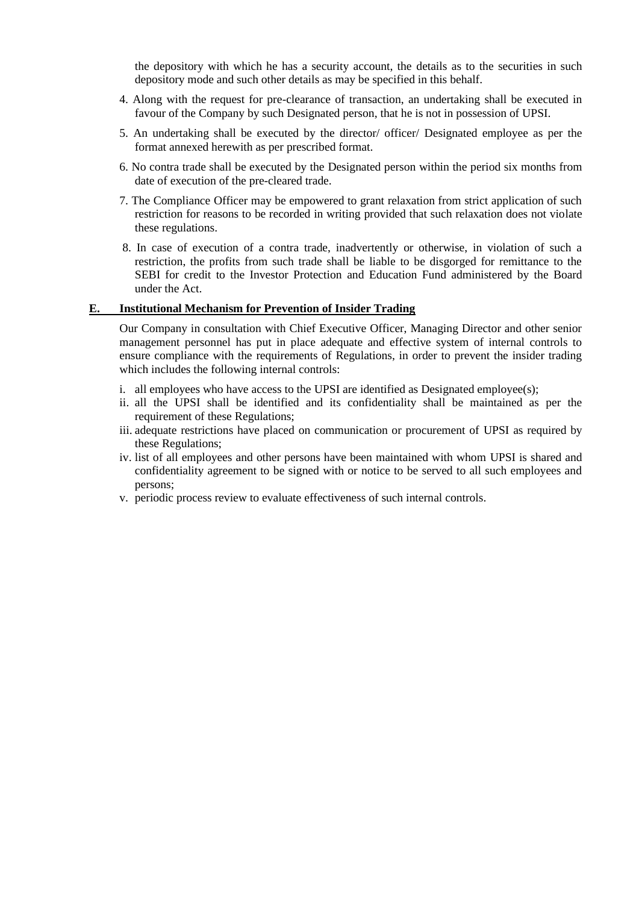the depository with which he has a security account, the details as to the securities in such depository mode and such other details as may be specified in this behalf.

4. Along with the request for pre-clearance of transaction, an undertaking shall be executed in favour of the Company by such Designated person, that he is not in possession of UPSI.

5. An undertaking shall be executed by the director/ officer/ Designated employee as per the format annexed herewith as per prescribed format.

6. No contra trade shall be executed by the Designated person within the period six months from date of execution of the pre-cleared trade.

7. The Compliance Officer may be empowered to grant relaxation from strict application of such restriction for reasons to be recorded in writing provided that such relaxation does not violate these regulations.

8. In case of execution of a contra trade, inadvertently or otherwise, in violation of such a restriction, the profits from such trade shall be liable to be disgorged for remittance to the SEBI for credit to the Investor Protection and Education Fund administered by the Board under the Act.

## E. Institutional Mechanism for Prevention of Insider Trading

Our Company in consultation with Chief Executive Officer, Managing Director and other senior management personnel has put in place adequate and effective system of internal controls to ensure compliance with the requirements of Regulations, in order to prevent the insider trading which includes the following internal controls:

i. all employees who have access to the UPSI are identified as Designated employee(s);
ii. all the UPSI shall be identified and its confidentiality shall be maintained as per the requirement of these Regulations;
iii. adequate restrictions have placed on communication or procurement of UPSI as required by these Regulations;
iv. list of all employees and other persons have been maintained with whom UPSI is shared and confidentiality agreement to be signed with or notice to be served to all such employees and persons;
v. periodic process review to evaluate effectiveness of such internal controls.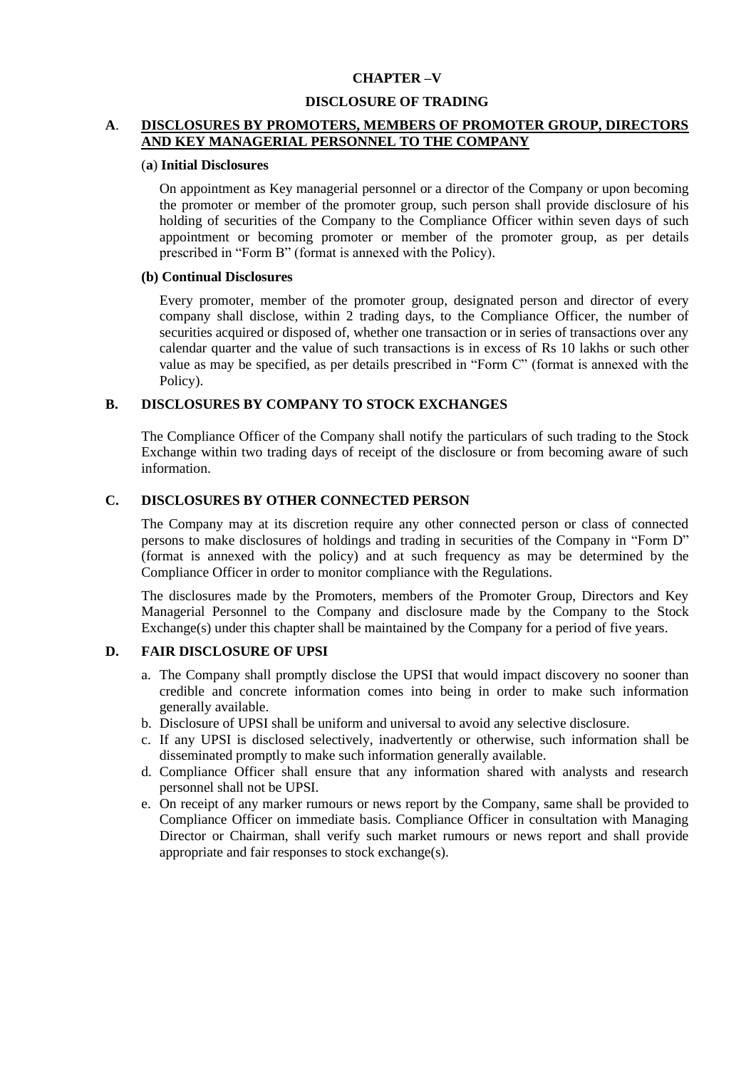# CHAPTER –V

## DISCLOSURE OF TRADING

### A. DISCLOSURES BY PROMOTERS, MEMBERS OF PROMOTER GROUP, DIRECTORS AND KEY MANAGERIAL PERSONNEL TO THE COMPANY

**(a) Initial Disclosures**

On appointment as Key managerial personnel or a director of the Company or upon becoming the promoter or member of the promoter group, such person shall provide disclosure of his holding of securities of the Company to the Compliance Officer within seven days of such appointment or becoming promoter or member of the promoter group, as per details prescribed in "Form B" (format is annexed with the Policy).

**(b) Continual Disclosures**

Every promoter, member of the promoter group, designated person and director of every company shall disclose, within 2 trading days, to the Compliance Officer, the number of securities acquired or disposed of, whether one transaction or in series of transactions over any calendar quarter and the value of such transactions is in excess of Rs 10 lakhs or such other value as may be specified, as per details prescribed in "Form C" (format is annexed with the Policy).

### B. DISCLOSURES BY COMPANY TO STOCK EXCHANGES

The Compliance Officer of the Company shall notify the particulars of such trading to the Stock Exchange within two trading days of receipt of the disclosure or from becoming aware of such information.

### C. DISCLOSURES BY OTHER CONNECTED PERSON

The Company may at its discretion require any other connected person or class of connected persons to make disclosures of holdings and trading in securities of the Company in "Form D" (format is annexed with the policy) and at such frequency as may be determined by the Compliance Officer in order to monitor compliance with the Regulations.

The disclosures made by the Promoters, members of the Promoter Group, Directors and Key Managerial Personnel to the Company and disclosure made by the Company to the Stock Exchange(s) under this chapter shall be maintained by the Company for a period of five years.

### D. FAIR DISCLOSURE OF UPSI

a. The Company shall promptly disclose the UPSI that would impact discovery no sooner than credible and concrete information comes into being in order to make such information generally available.
b. Disclosure of UPSI shall be uniform and universal to avoid any selective disclosure.
c. If any UPSI is disclosed selectively, inadvertently or otherwise, such information shall be disseminated promptly to make such information generally available.
d. Compliance Officer shall ensure that any information shared with analysts and research personnel shall not be UPSI.
e. On receipt of any marker rumours or news report by the Company, same shall be provided to Compliance Officer on immediate basis. Compliance Officer in consultation with Managing Director or Chairman, shall verify such market rumours or news report and shall provide appropriate and fair responses to stock exchange(s).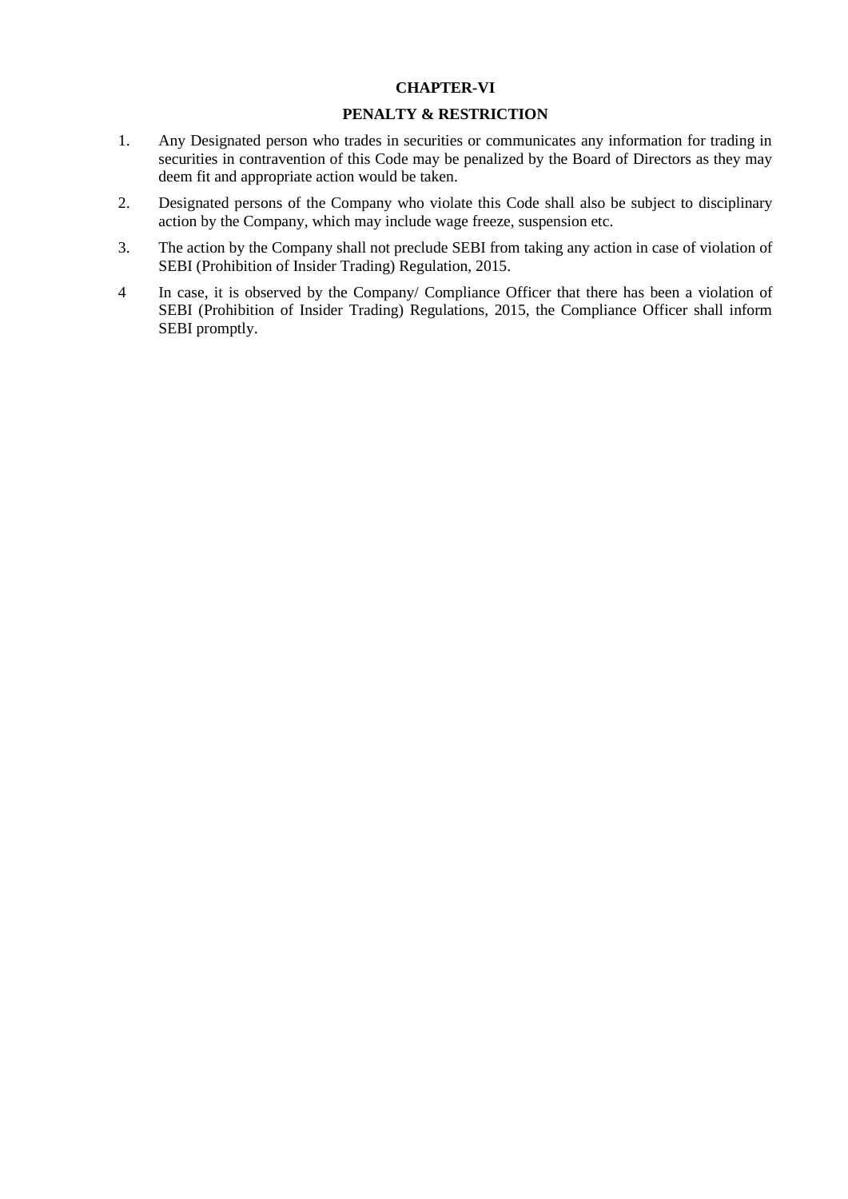# CHAPTER-VI

## PENALTY & RESTRICTION

1. Any Designated person who trades in securities or communicates any information for trading in securities in contravention of this Code may be penalized by the Board of Directors as they may deem fit and appropriate action would be taken.
2. Designated persons of the Company who violate this Code shall also be subject to disciplinary action by the Company, which may include wage freeze, suspension etc.
3. The action by the Company shall not preclude SEBI from taking any action in case of violation of SEBI (Prohibition of Insider Trading) Regulation, 2015.
4. In case, it is observed by the Company/ Compliance Officer that there has been a violation of SEBI (Prohibition of Insider Trading) Regulations, 2015, the Compliance Officer shall inform SEBI promptly.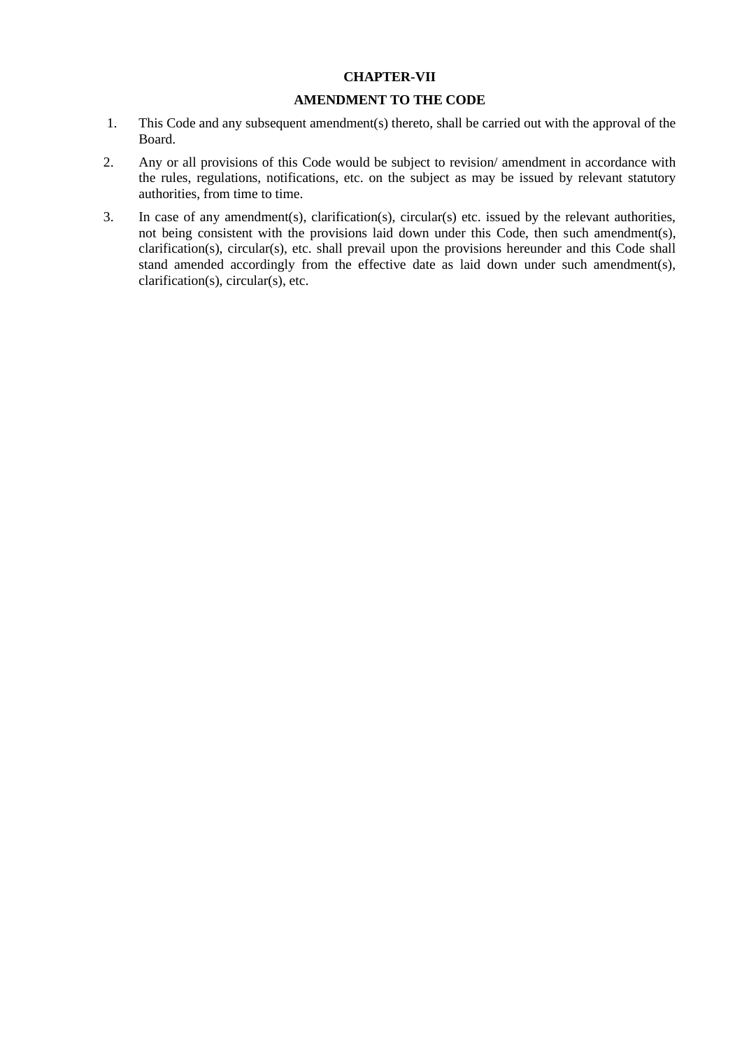## CHAPTER-VII

## AMENDMENT TO THE CODE

1. This Code and any subsequent amendment(s) thereto, shall be carried out with the approval of the Board.
2. Any or all provisions of this Code would be subject to revision/ amendment in accordance with the rules, regulations, notifications, etc. on the subject as may be issued by relevant statutory authorities, from time to time.
3. In case of any amendment(s), clarification(s), circular(s) etc. issued by the relevant authorities, not being consistent with the provisions laid down under this Code, then such amendment(s), clarification(s), circular(s), etc. shall prevail upon the provisions hereunder and this Code shall stand amended accordingly from the effective date as laid down under such amendment(s), clarification(s), circular(s), etc.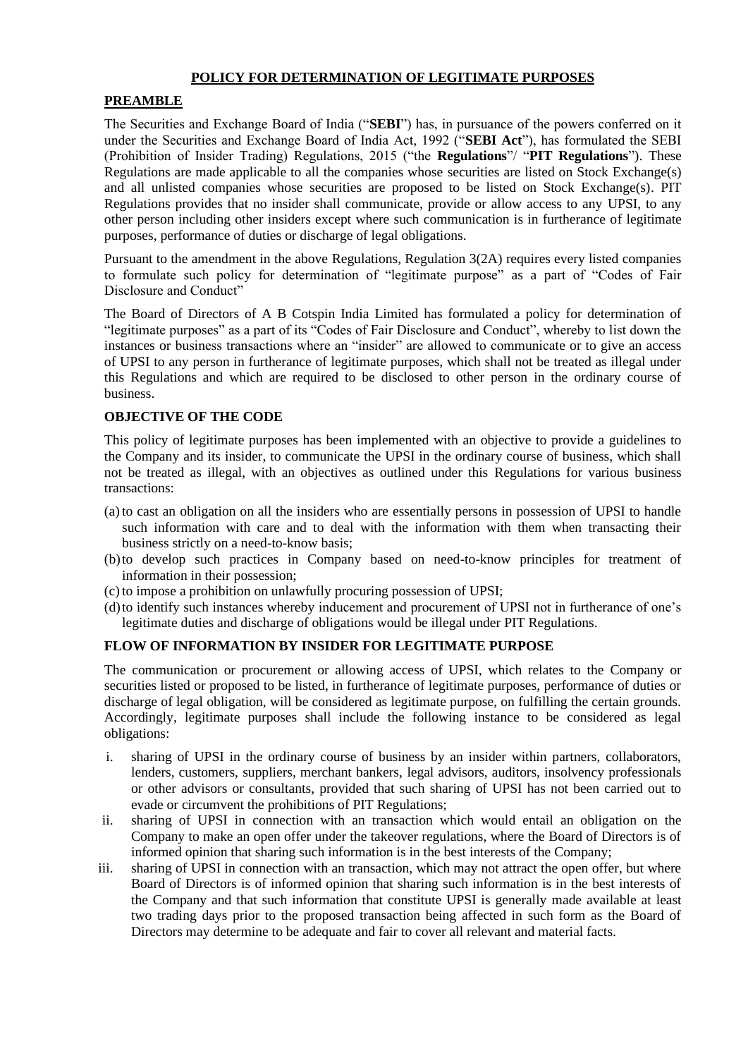## POLICY FOR DETERMINATION OF LEGITIMATE PURPOSES

### PREAMBLE

The Securities and Exchange Board of India ("**SEBI**") has, in pursuance of the powers conferred on it under the Securities and Exchange Board of India Act, 1992 ("**SEBI Act**"), has formulated the SEBI (Prohibition of Insider Trading) Regulations, 2015 ("the **Regulations**"/ "**PIT Regulations**"). These Regulations are made applicable to all the companies whose securities are listed on Stock Exchange(s) and all unlisted companies whose securities are proposed to be listed on Stock Exchange(s). PIT Regulations provides that no insider shall communicate, provide or allow access to any UPSI, to any other person including other insiders except where such communication is in furtherance of legitimate purposes, performance of duties or discharge of legal obligations.

Pursuant to the amendment in the above Regulations, Regulation 3(2A) requires every listed companies to formulate such policy for determination of "legitimate purpose" as a part of "Codes of Fair Disclosure and Conduct"

The Board of Directors of A B Cotspin India Limited has formulated a policy for determination of "legitimate purposes" as a part of its "Codes of Fair Disclosure and Conduct", whereby to list down the instances or business transactions where an "insider" are allowed to communicate or to give an access of UPSI to any person in furtherance of legitimate purposes, which shall not be treated as illegal under this Regulations and which are required to be disclosed to other person in the ordinary course of business.

### OBJECTIVE OF THE CODE

This policy of legitimate purposes has been implemented with an objective to provide a guidelines to the Company and its insider, to communicate the UPSI in the ordinary course of business, which shall not be treated as illegal, with an objectives as outlined under this Regulations for various business transactions:

(a) to cast an obligation on all the insiders who are essentially persons in possession of UPSI to handle such information with care and to deal with the information with them when transacting their business strictly on a need-to-know basis;

(b) to develop such practices in Company based on need-to-know principles for treatment of information in their possession;

(c) to impose a prohibition on unlawfully procuring possession of UPSI;

(d) to identify such instances whereby inducement and procurement of UPSI not in furtherance of one's legitimate duties and discharge of obligations would be illegal under PIT Regulations.

### FLOW OF INFORMATION BY INSIDER FOR LEGITIMATE PURPOSE

The communication or procurement or allowing access of UPSI, which relates to the Company or securities listed or proposed to be listed, in furtherance of legitimate purposes, performance of duties or discharge of legal obligation, will be considered as legitimate purpose, on fulfilling the certain grounds. Accordingly, legitimate purposes shall include the following instance to be considered as legal obligations:

i. sharing of UPSI in the ordinary course of business by an insider within partners, collaborators, lenders, customers, suppliers, merchant bankers, legal advisors, auditors, insolvency professionals or other advisors or consultants, provided that such sharing of UPSI has not been carried out to evade or circumvent the prohibitions of PIT Regulations;

ii. sharing of UPSI in connection with an transaction which would entail an obligation on the Company to make an open offer under the takeover regulations, where the Board of Directors is of informed opinion that sharing such information is in the best interests of the Company;

iii. sharing of UPSI in connection with an transaction, which may not attract the open offer, but where Board of Directors is of informed opinion that sharing such information is in the best interests of the Company and that such information that constitute UPSI is generally made available at least two trading days prior to the proposed transaction being affected in such form as the Board of Directors may determine to be adequate and fair to cover all relevant and material facts.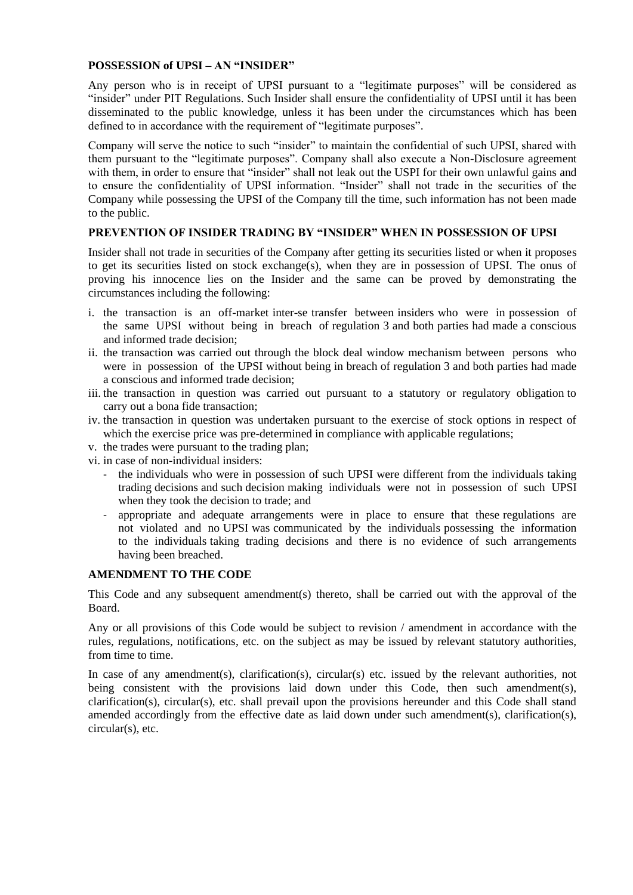**POSSESSION of UPSI – AN "INSIDER"**

Any person who is in receipt of UPSI pursuant to a "legitimate purposes" will be considered as "insider" under PIT Regulations. Such Insider shall ensure the confidentiality of UPSI until it has been disseminated to the public knowledge, unless it has been under the circumstances which has been defined to in accordance with the requirement of "legitimate purposes".

Company will serve the notice to such "insider" to maintain the confidential of such UPSI, shared with them pursuant to the "legitimate purposes". Company shall also execute a Non-Disclosure agreement with them, in order to ensure that "insider" shall not leak out the USPI for their own unlawful gains and to ensure the confidentiality of UPSI information. "Insider" shall not trade in the securities of the Company while possessing the UPSI of the Company till the time, such information has not been made to the public.

**PREVENTION OF INSIDER TRADING BY "INSIDER" WHEN IN POSSESSION OF UPSI**

Insider shall not trade in securities of the Company after getting its securities listed or when it proposes to get its securities listed on stock exchange(s), when they are in possession of UPSI. The onus of proving his innocence lies on the Insider and the same can be proved by demonstrating the circumstances including the following:

i. the transaction is an off-market inter-se transfer between insiders who were in possession of the same UPSI without being in breach of regulation 3 and both parties had made a conscious and informed trade decision;
ii. the transaction was carried out through the block deal window mechanism between persons who were in possession of the UPSI without being in breach of regulation 3 and both parties had made a conscious and informed trade decision;
iii. the transaction in question was carried out pursuant to a statutory or regulatory obligation to carry out a bona fide transaction;
iv. the transaction in question was undertaken pursuant to the exercise of stock options in respect of which the exercise price was pre-determined in compliance with applicable regulations;
v. the trades were pursuant to the trading plan;
vi. in case of non-individual insiders:
    - the individuals who were in possession of such UPSI were different from the individuals taking trading decisions and such decision making individuals were not in possession of such UPSI when they took the decision to trade; and
    - appropriate and adequate arrangements were in place to ensure that these regulations are not violated and no UPSI was communicated by the individuals possessing the information to the individuals taking trading decisions and there is no evidence of such arrangements having been breached.

**AMENDMENT TO THE CODE**

This Code and any subsequent amendment(s) thereto, shall be carried out with the approval of the Board.

Any or all provisions of this Code would be subject to revision / amendment in accordance with the rules, regulations, notifications, etc. on the subject as may be issued by relevant statutory authorities, from time to time.

In case of any amendment(s), clarification(s), circular(s) etc. issued by the relevant authorities, not being consistent with the provisions laid down under this Code, then such amendment(s), clarification(s), circular(s), etc. shall prevail upon the provisions hereunder and this Code shall stand amended accordingly from the effective date as laid down under such amendment(s), clarification(s), circular(s), etc.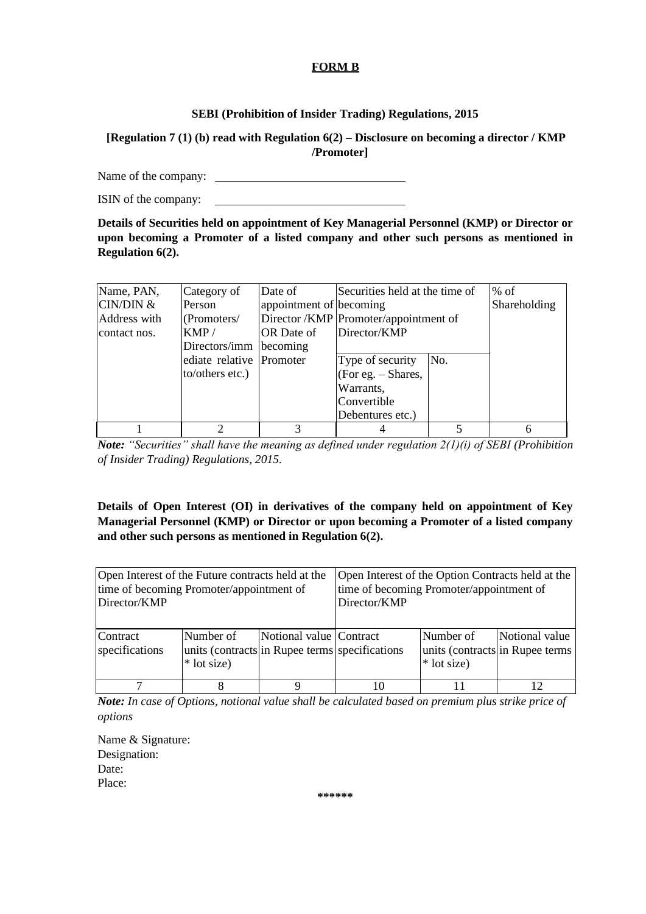# FORM B

**SEBI (Prohibition of Insider Trading) Regulations, 2015**

**[Regulation 7 (1) (b) read with Regulation 6(2) – Disclosure on becoming a director / KMP /Promoter]**

Name of the company: ______________________________

ISIN of the company: ______________________________

**Details of Securities held on appointment of Key Managerial Personnel (KMP) or Director or upon becoming a Promoter of a listed company and other such persons as mentioned in Regulation 6(2).**

| Name, PAN, CIN/DIN & Address with contact nos. | Category of Person (Promoters/ KMP / Directors/immediate relative to/others etc.) | Date of appointment of Director /KMP OR Date of becoming Promoter | Securities held at the time of becoming Promoter/appointment of Director/KMP | | % of Shareholding |
|---|---|---|---|---|---|
| | | | Type of security (For eg. – Shares, Warrants, Convertible Debentures etc.) | No. | |
| 1 | 2 | 3 | 4 | 5 | 6 |

***Note:*** *"Securities" shall have the meaning as defined under regulation 2(1)(i) of SEBI (Prohibition of Insider Trading) Regulations, 2015.*

**Details of Open Interest (OI) in derivatives of the company held on appointment of Key Managerial Personnel (KMP) or Director or upon becoming a Promoter of a listed company and other such persons as mentioned in Regulation 6(2).**

| Open Interest of the Future contracts held at the time of becoming Promoter/appointment of Director/KMP | | | Open Interest of the Option Contracts held at the time of becoming Promoter/appointment of Director/KMP | | |
|---|---|---|---|---|---|
| Contract specifications | Number of units (contracts * lot size) | Notional value in Rupee terms | Contract specifications | Number of units (contracts * lot size) | Notional value in Rupee terms |
| 7 | 8 | 9 | 10 | 11 | 12 |

***Note:*** *In case of Options, notional value shall be calculated based on premium plus strike price of options*

Name & Signature:
Designation:
Date:
Place:

******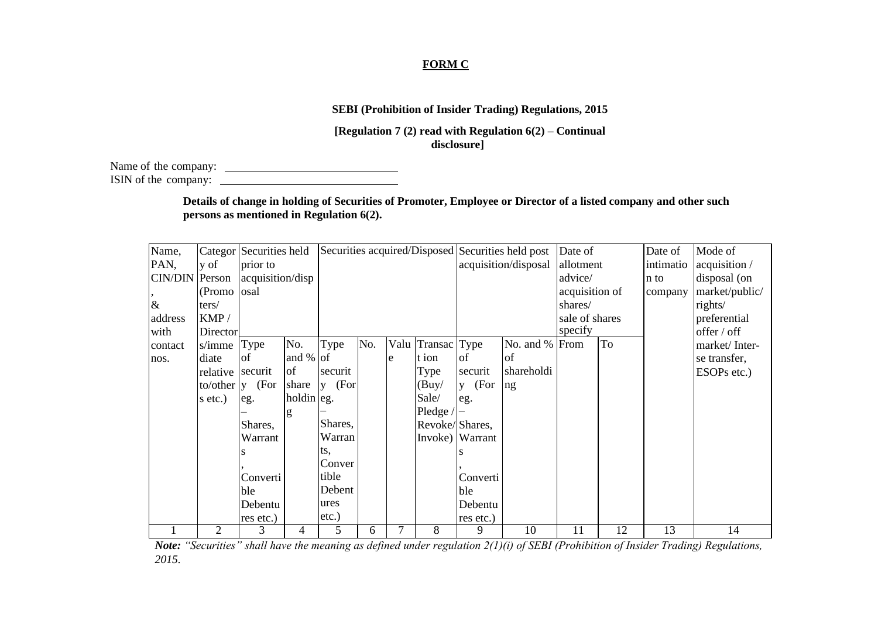**FORM C**

**SEBI (Prohibition of Insider Trading) Regulations, 2015**

**[Regulation 7 (2) read with Regulation 6(2) – Continual disclosure]**

Name of the company: ______________________

ISIN of the company: ______________________

**Details of change in holding of Securities of Promoter, Employee or Director of a listed company and other such persons as mentioned in Regulation 6(2).**

| Name, PAN, CIN/DIN, & address with contact nos. | Category of Person (Promoters/ KMP / Directors/immediate relative to/others etc.) | Securities held prior to acquisition/disposal | | Securities acquired/Disposed | | | | Securities held post acquisition/disposal | | Date of allotment advice/ acquisition of shares/ sale of shares specify | | Date of intimation to company | Mode of acquisition / disposal (on market/public/ rights/ preferential offer / off market/ Inter-se transfer, ESOPs etc.) |
|---|---|---|---|---|---|---|---|---|---|---|---|---|---|
| | | Type of security (For eg. – Shares, Warrants, Convertible Debentures etc.) | No. and % of shareholding | Type of security (For eg. – Shares, Warrants, Convertible Debentures etc.) | No. | Value | Transaction Type (Buy/ Sale/ Pledge / Revoke/ Invoke) | Type of security (For eg. – Shares, Warrants, Convertible Debentures etc.) | No. and % of shareholding | From | To | | |
| 1 | 2 | 3 | 4 | 5 | 6 | 7 | 8 | 9 | 10 | 11 | 12 | 13 | 14 |

***Note:*** *"Securities" shall have the meaning as defined under regulation 2(1)(i) of SEBI (Prohibition of Insider Trading) Regulations, 2015.*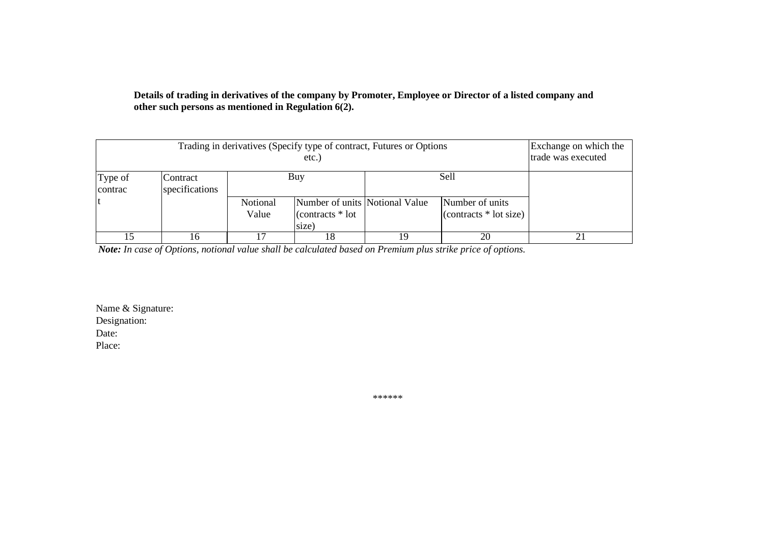**Details of trading in derivatives of the company by Promoter, Employee or Director of a listed company and other such persons as mentioned in Regulation 6(2).**

| Trading in derivatives (Specify type of contract, Futures or Options etc.) | | | | | | Exchange on which the trade was executed |
|---|---|---|---|---|---|---|
| Type of contract | Contract specifications | Buy | | Sell | | |
| | | Notional Value | Number of units (contracts * lot size) | Notional Value | Number of units (contracts * lot size) | |
| 15 | 16 | 17 | 18 | 19 | 20 | 21 |

***Note:*** *In case of Options, notional value shall be calculated based on Premium plus strike price of options.*

Name & Signature:
Designation:
Date:
Place:

******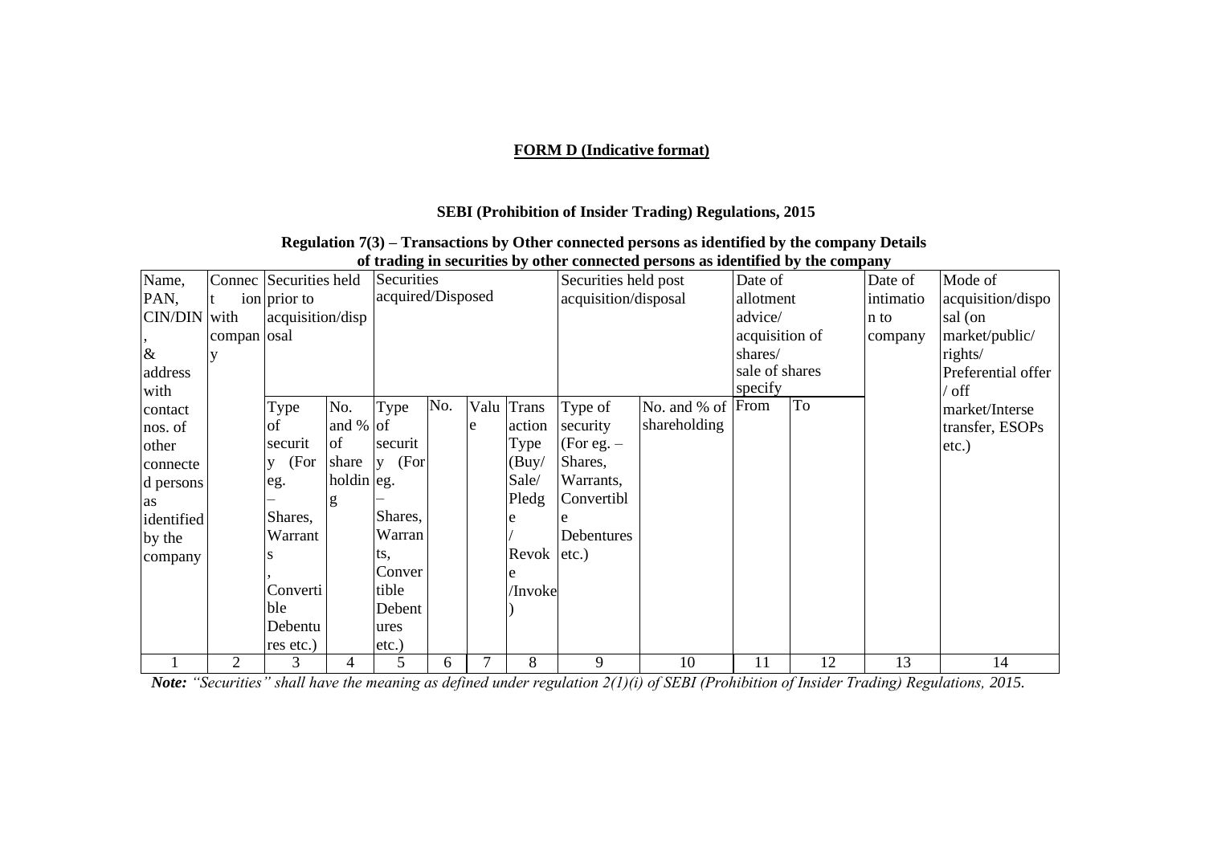**FORM D (Indicative format)**

**SEBI (Prohibition of Insider Trading) Regulations, 2015**

**Regulation 7(3) – Transactions by Other connected persons as identified by the company Details of trading in securities by other connected persons as identified by the company**

| Name, PAN, CIN/DIN, & address with contact nos. of other connected persons as identified by the company | Connection with company | Securities held prior to acquisition/disposal | | Securities acquired/Disposed | | | | Securities held post acquisition/disposal | | Date of allotment advice/ acquisition of shares/ sale of shares specify | | Date of intimation to company | Mode of acquisition/disposal (on market/public/ rights/ Preferential offer / off market/Interse transfer, ESOPs etc.) |
|---|---|---|---|---|---|---|---|---|---|---|---|---|---|
| | | Type of security (For eg. – Shares, Warrants, Convertible Debentures etc.) | No. and % of shareholding | Type of security (For eg. – Shares, Warrants, Convertible Debentures etc.) | No. | Value | Transaction Type (Buy/ Sale/ Pledge / Revoke /Invoke) | Type of security (For eg. – Shares, Warrants, Convertible Debentures etc.) | No. and % of shareholding | From | To | | |
| 1 | 2 | 3 | 4 | 5 | 6 | 7 | 8 | 9 | 10 | 11 | 12 | 13 | 14 |

***Note:*** *"Securities" shall have the meaning as defined under regulation 2(1)(i) of SEBI (Prohibition of Insider Trading) Regulations, 2015.*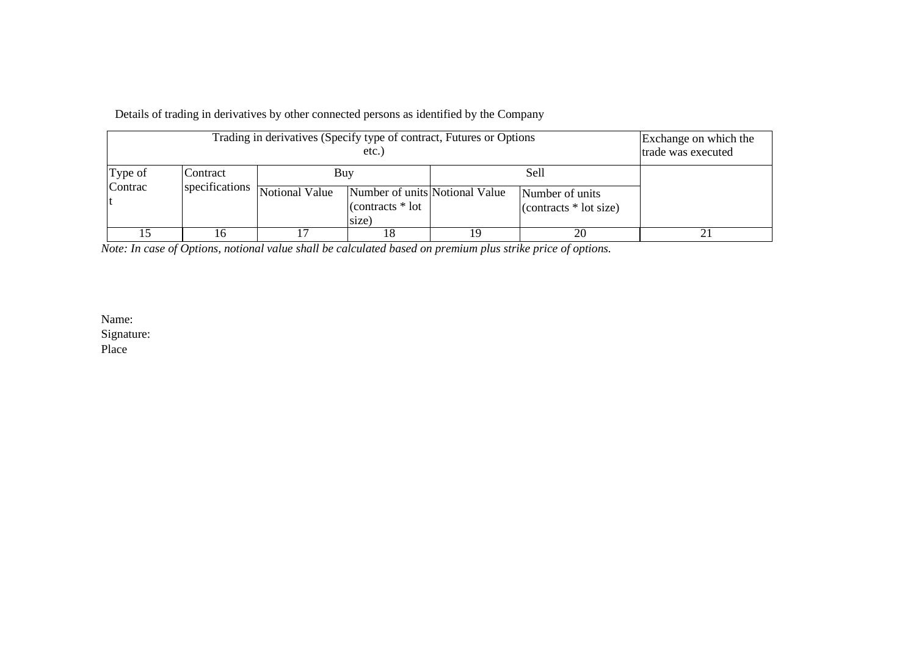Details of trading in derivatives by other connected persons as identified by the Company

| Trading in derivatives (Specify type of contract, Futures or Options etc.) | | | | | | Exchange on which the trade was executed |
|---|---|---|---|---|---|---|
| Type of Contract | Contract specifications | Buy | | Sell | | |
| | | Notional Value | Number of units (contracts * lot size) | Notional Value | Number of units (contracts * lot size) | |
| 15 | 16 | 17 | 18 | 19 | 20 | 21 |

*Note: In case of Options, notional value shall be calculated based on premium plus strike price of options.*

Name:
Signature:
Place